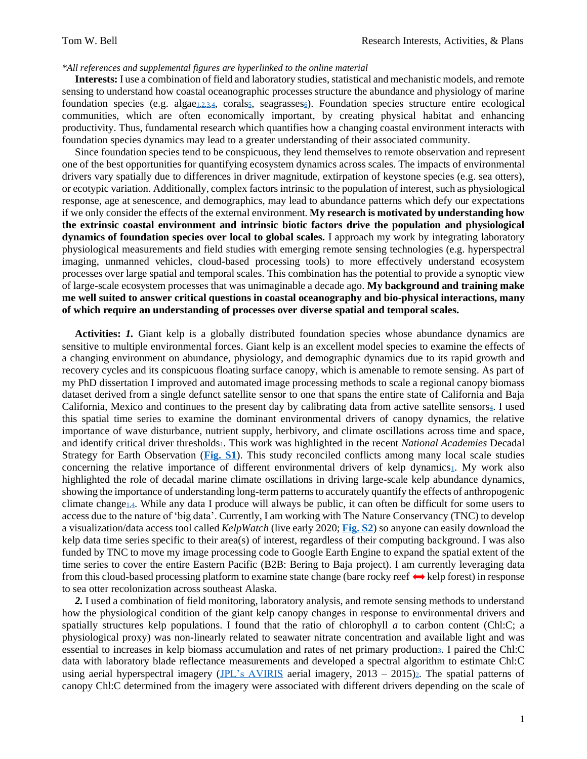*\*All references and supplemental figures are hyperlinked to the online material*

**Interests:** I use a combination of field and laboratory studies, statistical and mechanistic models, and remote sensing to understand how coastal oceanographic processes structure the abundance and physiology of marine foundation species (e.g. algae[1,2,3,4], corals[5], seagrasses[6]). Foundation species structure entire ecological communities, which are often economically important, by creating physical habitat and enhancing productivity. Thus, fundamental research which quantifies how a changing coastal environment interacts with foundation species dynamics may lead to a greater understanding of their associated community.

Since foundation species tend to be conspicuous, they lend themselves to remote observation and represent one of the best opportunities for quantifying ecosystem dynamics across scales. The impacts of environmental drivers vary spatially due to differences in driver magnitude, extirpation of keystone species (e.g. sea otters), or ecotypic variation. Additionally, complex factors intrinsic to the population of interest, such as physiological response, age at senescence, and demographics, may lead to abundance patterns which defy our expectations if we only consider the effects of the external environment. **My research is motivated by understanding how the extrinsic coastal environment and intrinsic biotic factors drive the population and physiological dynamics of foundation species over local to global scales.** I approach my work by integrating laboratory physiological measurements and field studies with emerging remote sensing technologies (e.g. hyperspectral imaging, unmanned vehicles, cloud-based processing tools) to more effectively understand ecosystem processes over large spatial and temporal scales. This combination has the potential to provide a synoptic view of large-scale ecosystem processes that was unimaginable a decade ago. **My background and training make me well suited to answer critical questions in coastal oceanography and bio-physical interactions, many of which require an understanding of processes over diverse spatial and temporal scales.**

**Activities:** ***1.*** Giant kelp is a globally distributed foundation species whose abundance dynamics are sensitive to multiple environmental forces. Giant kelp is an excellent model species to examine the effects of a changing environment on abundance, physiology, and demographic dynamics due to its rapid growth and recovery cycles and its conspicuous floating surface canopy, which is amenable to remote sensing. As part of my PhD dissertation I improved and automated image processing methods to scale a regional canopy biomass dataset derived from a single defunct satellite sensor to one that spans the entire state of California and Baja California, Mexico and continues to the present day by calibrating data from active satellite sensors[4]. I used this spatial time series to examine the dominant environmental drivers of canopy dynamics, the relative importance of wave disturbance, nutrient supply, herbivory, and climate oscillations across time and space, and identify critical driver thresholds[1]. This work was highlighted in the recent *National Academies* Decadal Strategy for Earth Observation (**Fig. S1**). This study reconciled conflicts among many local scale studies concerning the relative importance of different environmental drivers of kelp dynamics[1]. My work also highlighted the role of decadal marine climate oscillations in driving large-scale kelp abundance dynamics, showing the importance of understanding long-term patterns to accurately quantify the effects of anthropogenic climate change[1,4]. While any data I produce will always be public, it can often be difficult for some users to access due to the nature of 'big data'. Currently, I am working with The Nature Conservancy (TNC) to develop a visualization/data access tool called *KelpWatch* (live early 2020; **Fig. S2**) so anyone can easily download the kelp data time series specific to their area(s) of interest, regardless of their computing background. I was also funded by TNC to move my image processing code to Google Earth Engine to expand the spatial extent of the time series to cover the entire Eastern Pacific (B2B: Bering to Baja project). I am currently leveraging data from this cloud-based processing platform to examine state change (bare rocky reef ⟷ kelp forest) in response to sea otter recolonization across southeast Alaska.

***2.*** I used a combination of field monitoring, laboratory analysis, and remote sensing methods to understand how the physiological condition of the giant kelp canopy changes in response to environmental drivers and spatially structures kelp populations. I found that the ratio of chlorophyll *a* to carbon content (Chl:C; a physiological proxy) was non-linearly related to seawater nitrate concentration and available light and was essential to increases in kelp biomass accumulation and rates of net primary production[3]. I paired the Chl:C data with laboratory blade reflectance measurements and developed a spectral algorithm to estimate Chl:C using aerial hyperspectral imagery (JPL's AVIRIS aerial imagery, 2013 – 2015)[2]. The spatial patterns of canopy Chl:C determined from the imagery were associated with different drivers depending on the scale of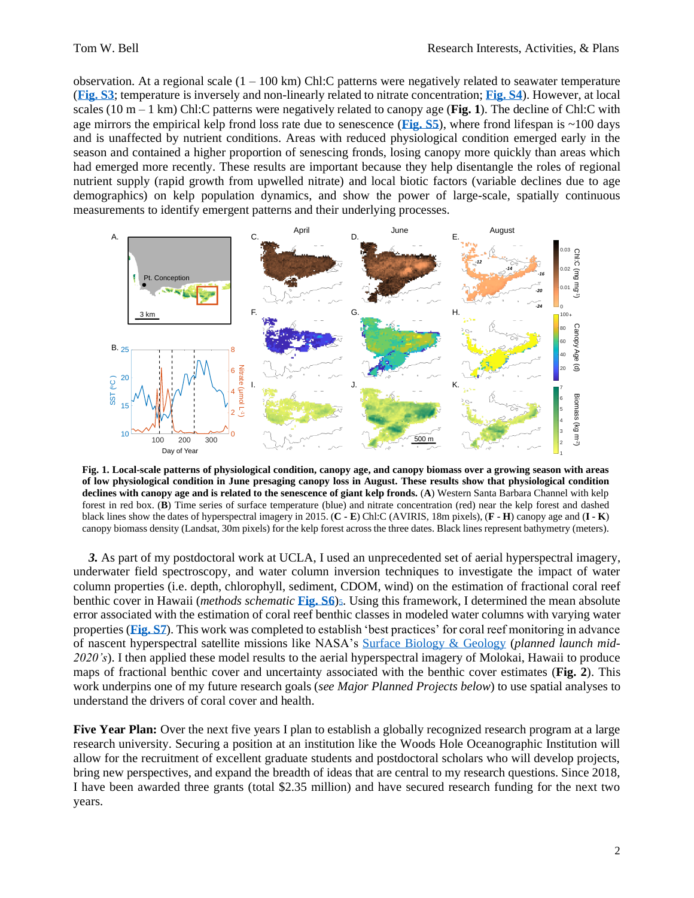observation. At a regional scale (1 – 100 km) Chl:C patterns were negatively related to seawater temperature (**Fig. S3**; temperature is inversely and non-linearly related to nitrate concentration; **Fig. S4**). However, at local scales (10 m – 1 km) Chl:C patterns were negatively related to canopy age (**Fig. 1**). The decline of Chl:C with age mirrors the empirical kelp frond loss rate due to senescence (**Fig. S5**), where frond lifespan is ~100 days and is unaffected by nutrient conditions. Areas with reduced physiological condition emerged early in the season and contained a higher proportion of senescing fronds, losing canopy more quickly than areas which had emerged more recently. These results are important because they help disentangle the roles of regional nutrient supply (rapid growth from upwelled nitrate) and local biotic factors (variable declines due to age demographics) on kelp population dynamics, and show the power of large-scale, spatially continuous measurements to identify emergent patterns and their underlying processes.

**Fig. 1. Local-scale patterns of physiological condition, canopy age, and canopy biomass over a growing season with areas of low physiological condition in June presaging canopy loss in August. These results show that physiological condition declines with canopy age and is related to the senescence of giant kelp fronds.** (**A**) Western Santa Barbara Channel with kelp forest in red box. (**B**) Time series of surface temperature (blue) and nitrate concentration (red) near the kelp forest and dashed black lines show the dates of hyperspectral imagery in 2015. (**C - E**) Chl:C (AVIRIS, 18m pixels), (**F - H**) canopy age and (**I - K**) canopy biomass density (Landsat, 30m pixels) for the kelp forest across the three dates. Black lines represent bathymetry (meters).

***3.*** As part of my postdoctoral work at UCLA, I used an unprecedented set of aerial hyperspectral imagery, underwater field spectroscopy, and water column inversion techniques to investigate the impact of water column properties (i.e. depth, chlorophyll, sediment, CDOM, wind) on the estimation of fractional coral reef benthic cover in Hawaii (*methods schematic* **Fig. S6**). Using this framework, I determined the mean absolute error associated with the estimation of coral reef benthic classes in modeled water columns with varying water properties (**Fig. S7**). This work was completed to establish 'best practices' for coral reef monitoring in advance of nascent hyperspectral satellite missions like NASA's Surface Biology & Geology (*planned launch mid-2020's*). I then applied these model results to the aerial hyperspectral imagery of Molokai, Hawaii to produce maps of fractional benthic cover and uncertainty associated with the benthic cover estimates (**Fig. 2**). This work underpins one of my future research goals (*see Major Planned Projects below*) to use spatial analyses to understand the drivers of coral cover and health.

**Five Year Plan:** Over the next five years I plan to establish a globally recognized research program at a large research university. Securing a position at an institution like the Woods Hole Oceanographic Institution will allow for the recruitment of excellent graduate students and postdoctoral scholars who will develop projects, bring new perspectives, and expand the breadth of ideas that are central to my research questions. Since 2018, I have been awarded three grants (total $2.35 million) and have secured research funding for the next two years.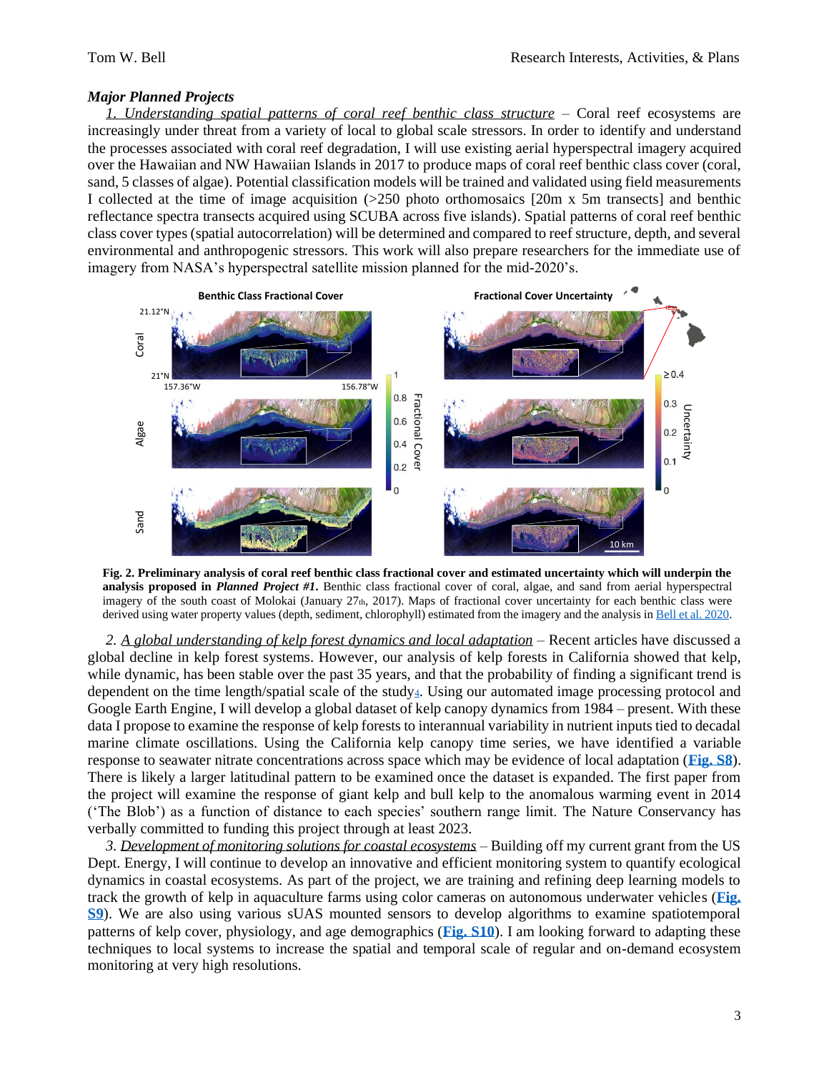***Major Planned Projects***

1. Understanding spatial patterns of coral reef benthic class structure – Coral reef ecosystems are increasingly under threat from a variety of local to global scale stressors. In order to identify and understand the processes associated with coral reef degradation, I will use existing aerial hyperspectral imagery acquired over the Hawaiian and NW Hawaiian Islands in 2017 to produce maps of coral reef benthic class cover (coral, sand, 5 classes of algae). Potential classification models will be trained and validated using field measurements I collected at the time of image acquisition (>250 photo orthomosaics [20m x 5m transects] and benthic reflectance spectra transects acquired using SCUBA across five islands). Spatial patterns of coral reef benthic class cover types (spatial autocorrelation) will be determined and compared to reef structure, depth, and several environmental and anthropogenic stressors. This work will also prepare researchers for the immediate use of imagery from NASA's hyperspectral satellite mission planned for the mid-2020's.

Benthic Class Fractional Cover

Fractional Cover Uncertainty

Coral

Algae

Sand

21.12°N

21°N

157.36°W

156.78°W

Fractional Cover

1

0.8

0.6

0.4

0.2

0

Uncertainty

≥0.4

0.3

0.2

0.1

0

10 km

**Fig. 2. Preliminary analysis of coral reef benthic class fractional cover and estimated uncertainty which will underpin the analysis proposed in *Planned Project #1*.** Benthic class fractional cover of coral, algae, and sand from aerial hyperspectral imagery of the south coast of Molokai (January 27th, 2017). Maps of fractional cover uncertainty for each benthic class were derived using water property values (depth, sediment, chlorophyll) estimated from the imagery and the analysis in Bell et al. 2020.

2. A global understanding of kelp forest dynamics and local adaptation – Recent articles have discussed a global decline in kelp forest systems. However, our analysis of kelp forests in California showed that kelp, while dynamic, has been stable over the past 35 years, and that the probability of finding a significant trend is dependent on the time length/spatial scale of the study[4]. Using our automated image processing protocol and Google Earth Engine, I will develop a global dataset of kelp canopy dynamics from 1984 – present. With these data I propose to examine the response of kelp forests to interannual variability in nutrient inputs tied to decadal marine climate oscillations. Using the California kelp canopy time series, we have identified a variable response to seawater nitrate concentrations across space which may be evidence of local adaptation (**Fig. S8**). There is likely a larger latitudinal pattern to be examined once the dataset is expanded. The first paper from the project will examine the response of giant kelp and bull kelp to the anomalous warming event in 2014 ('The Blob') as a function of distance to each species' southern range limit. The Nature Conservancy has verbally committed to funding this project through at least 2023.

3. Development of monitoring solutions for coastal ecosystems – Building off my current grant from the US Dept. Energy, I will continue to develop an innovative and efficient monitoring system to quantify ecological dynamics in coastal ecosystems. As part of the project, we are training and refining deep learning models to track the growth of kelp in aquaculture farms using color cameras on autonomous underwater vehicles (**Fig. S9**). We are also using various sUAS mounted sensors to develop algorithms to examine spatiotemporal patterns of kelp cover, physiology, and age demographics (**Fig. S10**). I am looking forward to adapting these techniques to local systems to increase the spatial and temporal scale of regular and on-demand ecosystem monitoring at very high resolutions.